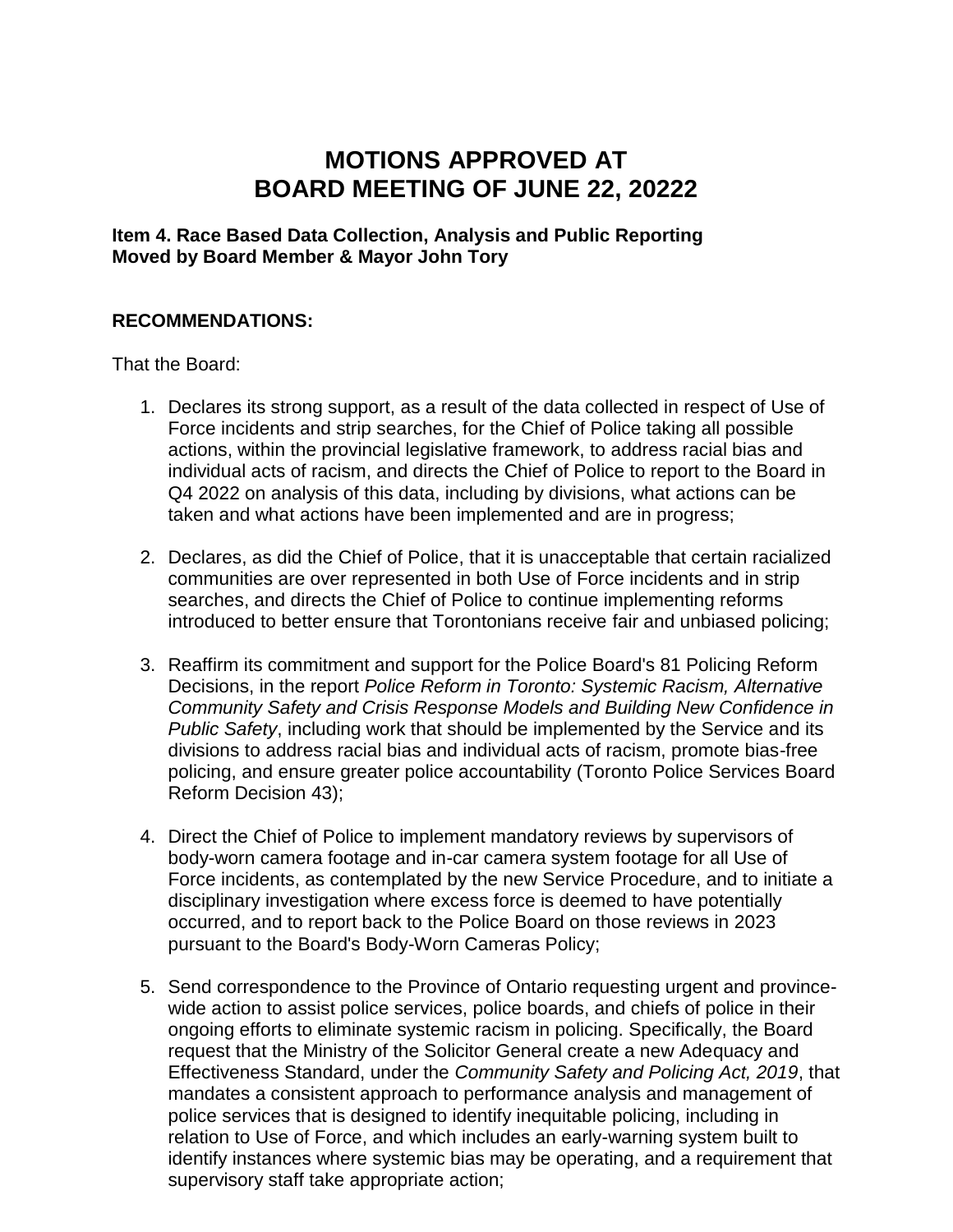# MOTIONS APPROVED AT BOARD MEETING OF JUNE 22, 20222

**Item 4. Race Based Data Collection, Analysis and Public Reporting**
**Moved by Board Member & Mayor John Tory**

**RECOMMENDATIONS:**

That the Board:

1. Declares its strong support, as a result of the data collected in respect of Use of Force incidents and strip searches, for the Chief of Police taking all possible actions, within the provincial legislative framework, to address racial bias and individual acts of racism, and directs the Chief of Police to report to the Board in Q4 2022 on analysis of this data, including by divisions, what actions can be taken and what actions have been implemented and are in progress;

2. Declares, as did the Chief of Police, that it is unacceptable that certain racialized communities are over represented in both Use of Force incidents and in strip searches, and directs the Chief of Police to continue implementing reforms introduced to better ensure that Torontonians receive fair and unbiased policing;

3. Reaffirm its commitment and support for the Police Board's 81 Policing Reform Decisions, in the report *Police Reform in Toronto: Systemic Racism, Alternative Community Safety and Crisis Response Models and Building New Confidence in Public Safety*, including work that should be implemented by the Service and its divisions to address racial bias and individual acts of racism, promote bias-free policing, and ensure greater police accountability (Toronto Police Services Board Reform Decision 43);

4. Direct the Chief of Police to implement mandatory reviews by supervisors of body-worn camera footage and in-car camera system footage for all Use of Force incidents, as contemplated by the new Service Procedure, and to initiate a disciplinary investigation where excess force is deemed to have potentially occurred, and to report back to the Police Board on those reviews in 2023 pursuant to the Board's Body-Worn Cameras Policy;

5. Send correspondence to the Province of Ontario requesting urgent and province-wide action to assist police services, police boards, and chiefs of police in their ongoing efforts to eliminate systemic racism in policing. Specifically, the Board request that the Ministry of the Solicitor General create a new Adequacy and Effectiveness Standard, under the *Community Safety and Policing Act, 2019*, that mandates a consistent approach to performance analysis and management of police services that is designed to identify inequitable policing, including in relation to Use of Force, and which includes an early-warning system built to identify instances where systemic bias may be operating, and a requirement that supervisory staff take appropriate action;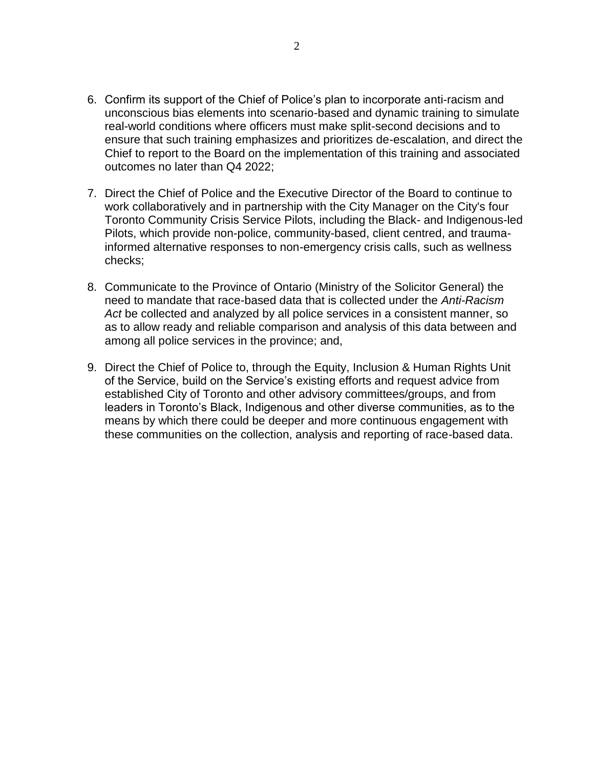6. Confirm its support of the Chief of Police's plan to incorporate anti-racism and unconscious bias elements into scenario-based and dynamic training to simulate real-world conditions where officers must make split-second decisions and to ensure that such training emphasizes and prioritizes de-escalation, and direct the Chief to report to the Board on the implementation of this training and associated outcomes no later than Q4 2022;

7. Direct the Chief of Police and the Executive Director of the Board to continue to work collaboratively and in partnership with the City Manager on the City's four Toronto Community Crisis Service Pilots, including the Black- and Indigenous-led Pilots, which provide non-police, community-based, client centred, and trauma-informed alternative responses to non-emergency crisis calls, such as wellness checks;

8. Communicate to the Province of Ontario (Ministry of the Solicitor General) the need to mandate that race-based data that is collected under the *Anti-Racism Act* be collected and analyzed by all police services in a consistent manner, so as to allow ready and reliable comparison and analysis of this data between and among all police services in the province; and,

9. Direct the Chief of Police to, through the Equity, Inclusion & Human Rights Unit of the Service, build on the Service's existing efforts and request advice from established City of Toronto and other advisory committees/groups, and from leaders in Toronto's Black, Indigenous and other diverse communities, as to the means by which there could be deeper and more continuous engagement with these communities on the collection, analysis and reporting of race-based data.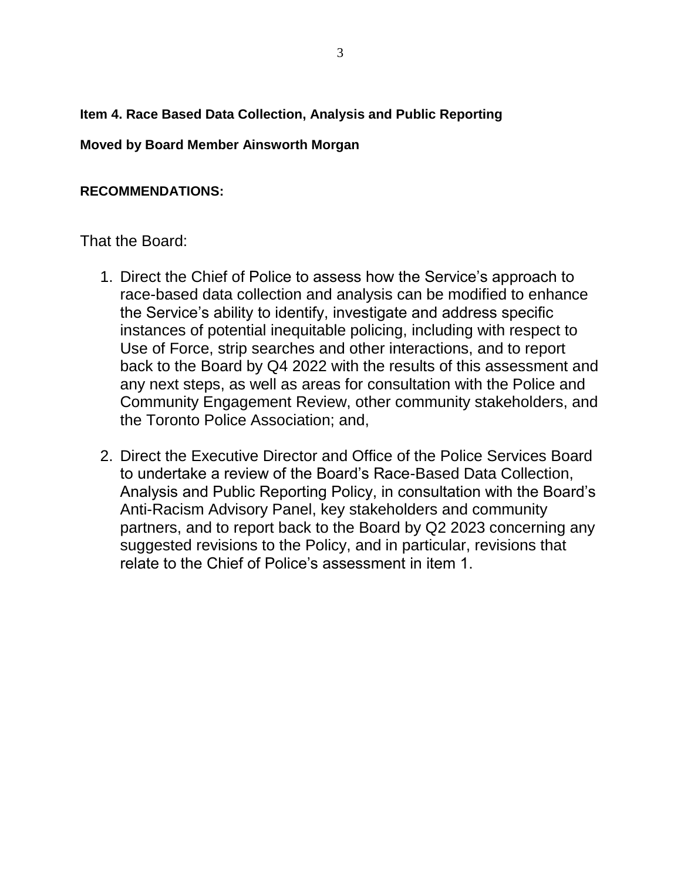**Item 4. Race Based Data Collection, Analysis and Public Reporting**

**Moved by Board Member Ainsworth Morgan**

**RECOMMENDATIONS:**

That the Board:

1. Direct the Chief of Police to assess how the Service's approach to race-based data collection and analysis can be modified to enhance the Service's ability to identify, investigate and address specific instances of potential inequitable policing, including with respect to Use of Force, strip searches and other interactions, and to report back to the Board by Q4 2022 with the results of this assessment and any next steps, as well as areas for consultation with the Police and Community Engagement Review, other community stakeholders, and the Toronto Police Association; and,

2. Direct the Executive Director and Office of the Police Services Board to undertake a review of the Board's Race-Based Data Collection, Analysis and Public Reporting Policy, in consultation with the Board's Anti-Racism Advisory Panel, key stakeholders and community partners, and to report back to the Board by Q2 2023 concerning any suggested revisions to the Policy, and in particular, revisions that relate to the Chief of Police's assessment in item 1.